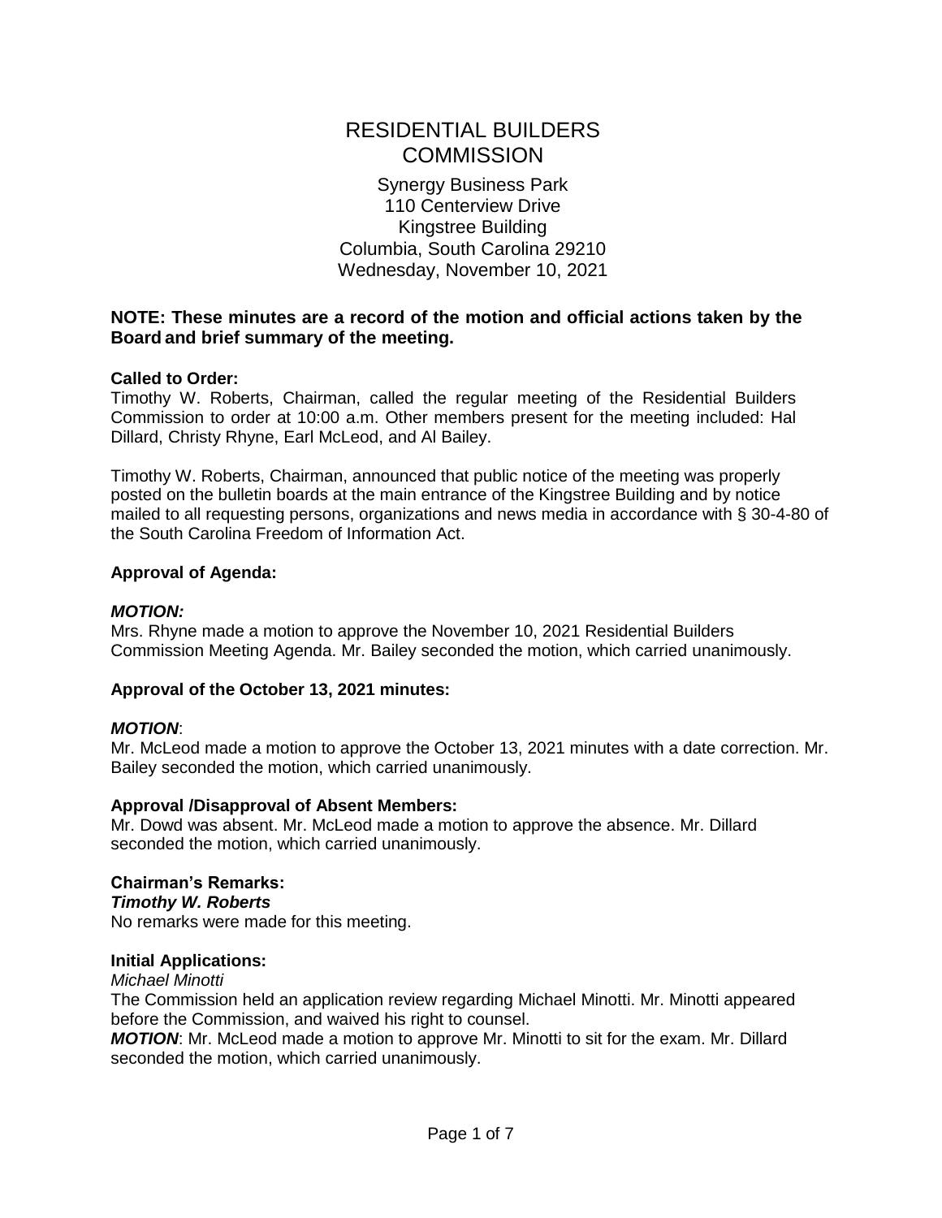# RESIDENTIAL BUILDERS COMMISSION

Synergy Business Park
110 Centerview Drive
Kingstree Building
Columbia, South Carolina 29210
Wednesday, November 10, 2021

**NOTE: These minutes are a record of the motion and official actions taken by the Board and brief summary of the meeting.**

**Called to Order:**
Timothy W. Roberts, Chairman, called the regular meeting of the Residential Builders Commission to order at 10:00 a.m. Other members present for the meeting included: Hal Dillard, Christy Rhyne, Earl McLeod, and Al Bailey.

Timothy W. Roberts, Chairman, announced that public notice of the meeting was properly posted on the bulletin boards at the main entrance of the Kingstree Building and by notice mailed to all requesting persons, organizations and news media in accordance with § 30-4-80 of the South Carolina Freedom of Information Act.

**Approval of Agenda:**

***MOTION:***
Mrs. Rhyne made a motion to approve the November 10, 2021 Residential Builders Commission Meeting Agenda. Mr. Bailey seconded the motion, which carried unanimously.

**Approval of the October 13, 2021 minutes:**

***MOTION***:
Mr. McLeod made a motion to approve the October 13, 2021 minutes with a date correction. Mr. Bailey seconded the motion, which carried unanimously.

**Approval /Disapproval of Absent Members:**
Mr. Dowd was absent. Mr. McLeod made a motion to approve the absence. Mr. Dillard seconded the motion, which carried unanimously.

**Chairman's Remarks:**
***Timothy W. Roberts***
No remarks were made for this meeting.

**Initial Applications:**
*Michael Minotti*
The Commission held an application review regarding Michael Minotti. Mr. Minotti appeared before the Commission, and waived his right to counsel.
***MOTION***: Mr. McLeod made a motion to approve Mr. Minotti to sit for the exam. Mr. Dillard seconded the motion, which carried unanimously.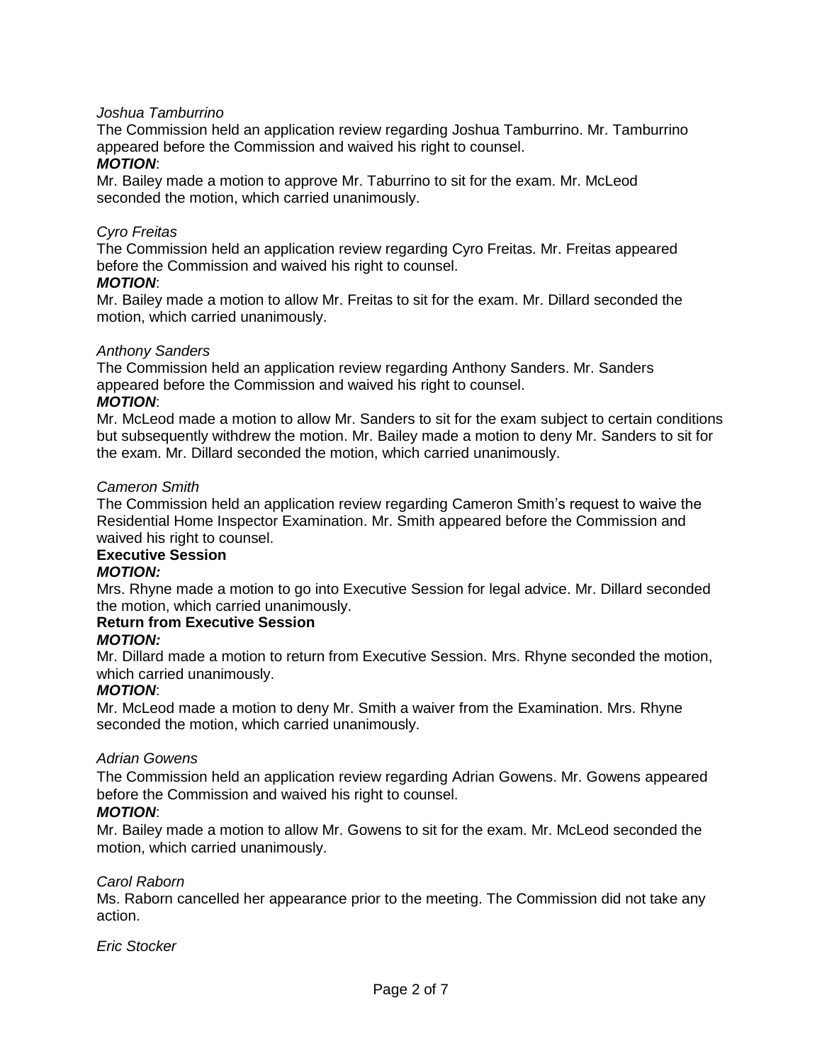*Joshua Tamburrino*

The Commission held an application review regarding Joshua Tamburrino. Mr. Tamburrino appeared before the Commission and waived his right to counsel.

***MOTION***:

Mr. Bailey made a motion to approve Mr. Taburrino to sit for the exam. Mr. McLeod seconded the motion, which carried unanimously.

*Cyro Freitas*

The Commission held an application review regarding Cyro Freitas. Mr. Freitas appeared before the Commission and waived his right to counsel.

***MOTION***:

Mr. Bailey made a motion to allow Mr. Freitas to sit for the exam. Mr. Dillard seconded the motion, which carried unanimously.

*Anthony Sanders*

The Commission held an application review regarding Anthony Sanders. Mr. Sanders appeared before the Commission and waived his right to counsel.

***MOTION***:

Mr. McLeod made a motion to allow Mr. Sanders to sit for the exam subject to certain conditions but subsequently withdrew the motion. Mr. Bailey made a motion to deny Mr. Sanders to sit for the exam. Mr. Dillard seconded the motion, which carried unanimously.

*Cameron Smith*

The Commission held an application review regarding Cameron Smith's request to waive the Residential Home Inspector Examination. Mr. Smith appeared before the Commission and waived his right to counsel.

**Executive Session**

***MOTION:***

Mrs. Rhyne made a motion to go into Executive Session for legal advice. Mr. Dillard seconded the motion, which carried unanimously.

**Return from Executive Session**

***MOTION:***

Mr. Dillard made a motion to return from Executive Session. Mrs. Rhyne seconded the motion, which carried unanimously.

***MOTION***:

Mr. McLeod made a motion to deny Mr. Smith a waiver from the Examination. Mrs. Rhyne seconded the motion, which carried unanimously.

*Adrian Gowens*

The Commission held an application review regarding Adrian Gowens. Mr. Gowens appeared before the Commission and waived his right to counsel.

***MOTION***:

Mr. Bailey made a motion to allow Mr. Gowens to sit for the exam. Mr. McLeod seconded the motion, which carried unanimously.

*Carol Raborn*

Ms. Raborn cancelled her appearance prior to the meeting. The Commission did not take any action.

*Eric Stocker*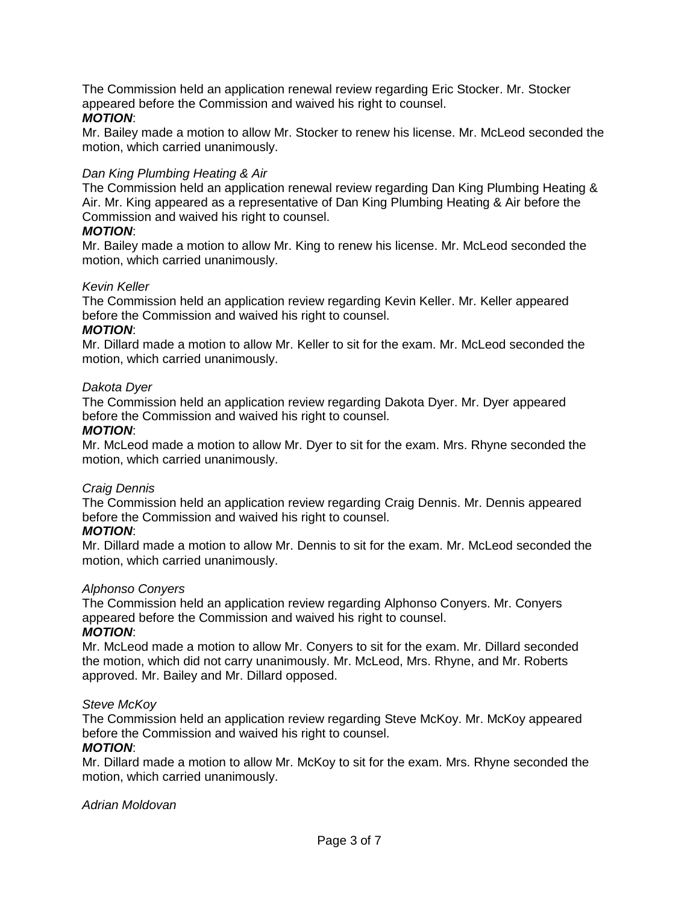The Commission held an application renewal review regarding Eric Stocker. Mr. Stocker appeared before the Commission and waived his right to counsel.

***MOTION***:

Mr. Bailey made a motion to allow Mr. Stocker to renew his license. Mr. McLeod seconded the motion, which carried unanimously.

*Dan King Plumbing Heating & Air*

The Commission held an application renewal review regarding Dan King Plumbing Heating & Air. Mr. King appeared as a representative of Dan King Plumbing Heating & Air before the Commission and waived his right to counsel.

***MOTION***:

Mr. Bailey made a motion to allow Mr. King to renew his license. Mr. McLeod seconded the motion, which carried unanimously.

*Kevin Keller*

The Commission held an application review regarding Kevin Keller. Mr. Keller appeared before the Commission and waived his right to counsel.

***MOTION***:

Mr. Dillard made a motion to allow Mr. Keller to sit for the exam. Mr. McLeod seconded the motion, which carried unanimously.

*Dakota Dyer*

The Commission held an application review regarding Dakota Dyer. Mr. Dyer appeared before the Commission and waived his right to counsel.

***MOTION***:

Mr. McLeod made a motion to allow Mr. Dyer to sit for the exam. Mrs. Rhyne seconded the motion, which carried unanimously.

*Craig Dennis*

The Commission held an application review regarding Craig Dennis. Mr. Dennis appeared before the Commission and waived his right to counsel.

***MOTION***:

Mr. Dillard made a motion to allow Mr. Dennis to sit for the exam. Mr. McLeod seconded the motion, which carried unanimously.

*Alphonso Conyers*

The Commission held an application review regarding Alphonso Conyers. Mr. Conyers appeared before the Commission and waived his right to counsel.

***MOTION***:

Mr. McLeod made a motion to allow Mr. Conyers to sit for the exam. Mr. Dillard seconded the motion, which did not carry unanimously. Mr. McLeod, Mrs. Rhyne, and Mr. Roberts approved. Mr. Bailey and Mr. Dillard opposed.

*Steve McKoy*

The Commission held an application review regarding Steve McKoy. Mr. McKoy appeared before the Commission and waived his right to counsel.

***MOTION***:

Mr. Dillard made a motion to allow Mr. McKoy to sit for the exam. Mrs. Rhyne seconded the motion, which carried unanimously.

*Adrian Moldovan*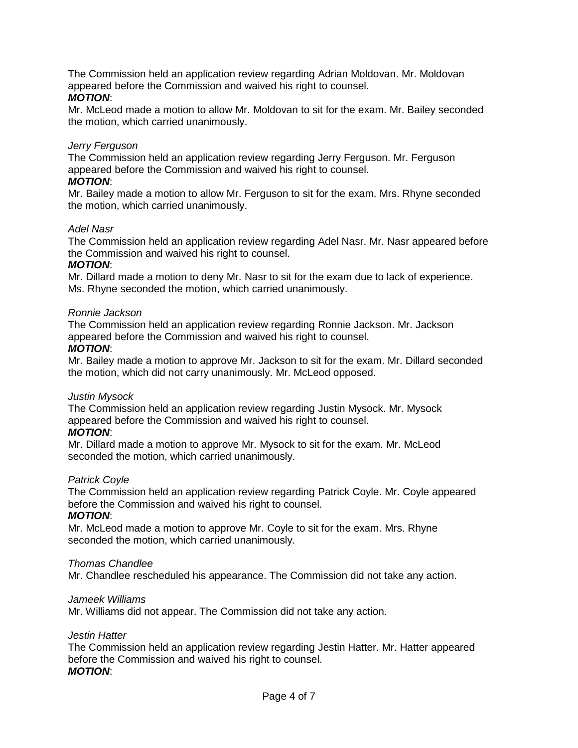The Commission held an application review regarding Adrian Moldovan. Mr. Moldovan appeared before the Commission and waived his right to counsel.

***MOTION***:

Mr. McLeod made a motion to allow Mr. Moldovan to sit for the exam. Mr. Bailey seconded the motion, which carried unanimously.

*Jerry Ferguson*

The Commission held an application review regarding Jerry Ferguson. Mr. Ferguson appeared before the Commission and waived his right to counsel.

***MOTION***:

Mr. Bailey made a motion to allow Mr. Ferguson to sit for the exam. Mrs. Rhyne seconded the motion, which carried unanimously.

*Adel Nasr*

The Commission held an application review regarding Adel Nasr. Mr. Nasr appeared before the Commission and waived his right to counsel.

***MOTION***:

Mr. Dillard made a motion to deny Mr. Nasr to sit for the exam due to lack of experience. Ms. Rhyne seconded the motion, which carried unanimously.

*Ronnie Jackson*

The Commission held an application review regarding Ronnie Jackson. Mr. Jackson appeared before the Commission and waived his right to counsel.

***MOTION***:

Mr. Bailey made a motion to approve Mr. Jackson to sit for the exam. Mr. Dillard seconded the motion, which did not carry unanimously. Mr. McLeod opposed.

*Justin Mysock*

The Commission held an application review regarding Justin Mysock. Mr. Mysock appeared before the Commission and waived his right to counsel.

***MOTION***:

Mr. Dillard made a motion to approve Mr. Mysock to sit for the exam. Mr. McLeod seconded the motion, which carried unanimously.

*Patrick Coyle*

The Commission held an application review regarding Patrick Coyle. Mr. Coyle appeared before the Commission and waived his right to counsel.

***MOTION***:

Mr. McLeod made a motion to approve Mr. Coyle to sit for the exam. Mrs. Rhyne seconded the motion, which carried unanimously.

*Thomas Chandlee*

Mr. Chandlee rescheduled his appearance. The Commission did not take any action.

*Jameek Williams*

Mr. Williams did not appear. The Commission did not take any action.

*Jestin Hatter*

The Commission held an application review regarding Jestin Hatter. Mr. Hatter appeared before the Commission and waived his right to counsel.

***MOTION***: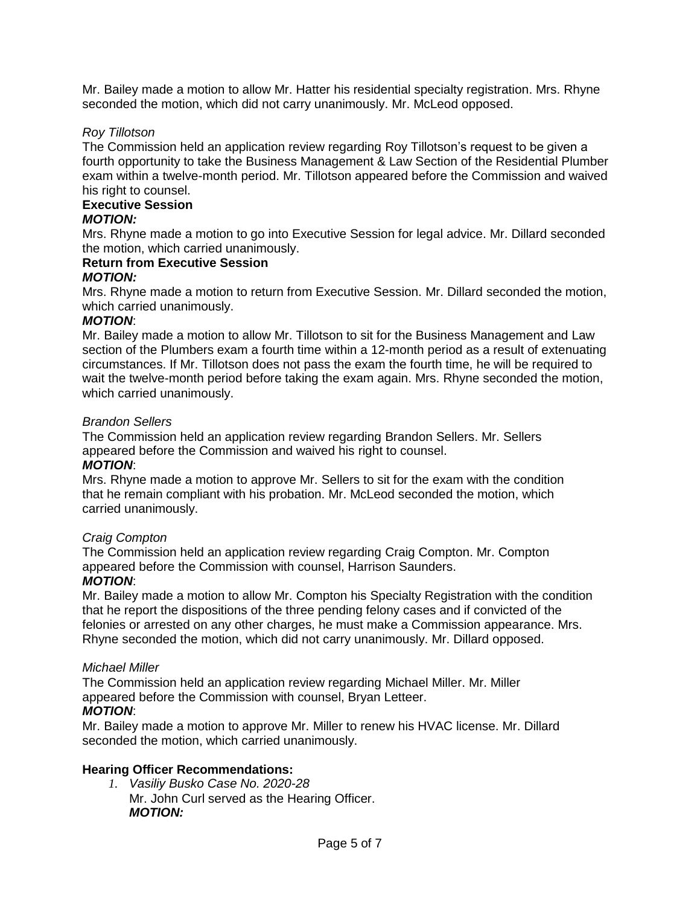Mr. Bailey made a motion to allow Mr. Hatter his residential specialty registration. Mrs. Rhyne seconded the motion, which did not carry unanimously. Mr. McLeod opposed.

*Roy Tillotson*

The Commission held an application review regarding Roy Tillotson's request to be given a fourth opportunity to take the Business Management & Law Section of the Residential Plumber exam within a twelve-month period. Mr. Tillotson appeared before the Commission and waived his right to counsel.

**Executive Session**

***MOTION:***

Mrs. Rhyne made a motion to go into Executive Session for legal advice. Mr. Dillard seconded the motion, which carried unanimously.

**Return from Executive Session**

***MOTION:***

Mrs. Rhyne made a motion to return from Executive Session. Mr. Dillard seconded the motion, which carried unanimously.

***MOTION***:

Mr. Bailey made a motion to allow Mr. Tillotson to sit for the Business Management and Law section of the Plumbers exam a fourth time within a 12-month period as a result of extenuating circumstances. If Mr. Tillotson does not pass the exam the fourth time, he will be required to wait the twelve-month period before taking the exam again. Mrs. Rhyne seconded the motion, which carried unanimously.

*Brandon Sellers*

The Commission held an application review regarding Brandon Sellers. Mr. Sellers appeared before the Commission and waived his right to counsel.

***MOTION***:

Mrs. Rhyne made a motion to approve Mr. Sellers to sit for the exam with the condition that he remain compliant with his probation. Mr. McLeod seconded the motion, which carried unanimously.

*Craig Compton*

The Commission held an application review regarding Craig Compton. Mr. Compton appeared before the Commission with counsel, Harrison Saunders.

***MOTION***:

Mr. Bailey made a motion to allow Mr. Compton his Specialty Registration with the condition that he report the dispositions of the three pending felony cases and if convicted of the felonies or arrested on any other charges, he must make a Commission appearance. Mrs. Rhyne seconded the motion, which did not carry unanimously. Mr. Dillard opposed.

*Michael Miller*

The Commission held an application review regarding Michael Miller. Mr. Miller appeared before the Commission with counsel, Bryan Letteer.

***MOTION***:

Mr. Bailey made a motion to approve Mr. Miller to renew his HVAC license. Mr. Dillard seconded the motion, which carried unanimously.

**Hearing Officer Recommendations:**

1. *Vasiliy Busko Case No. 2020-28*
   Mr. John Curl served as the Hearing Officer.
   ***MOTION:***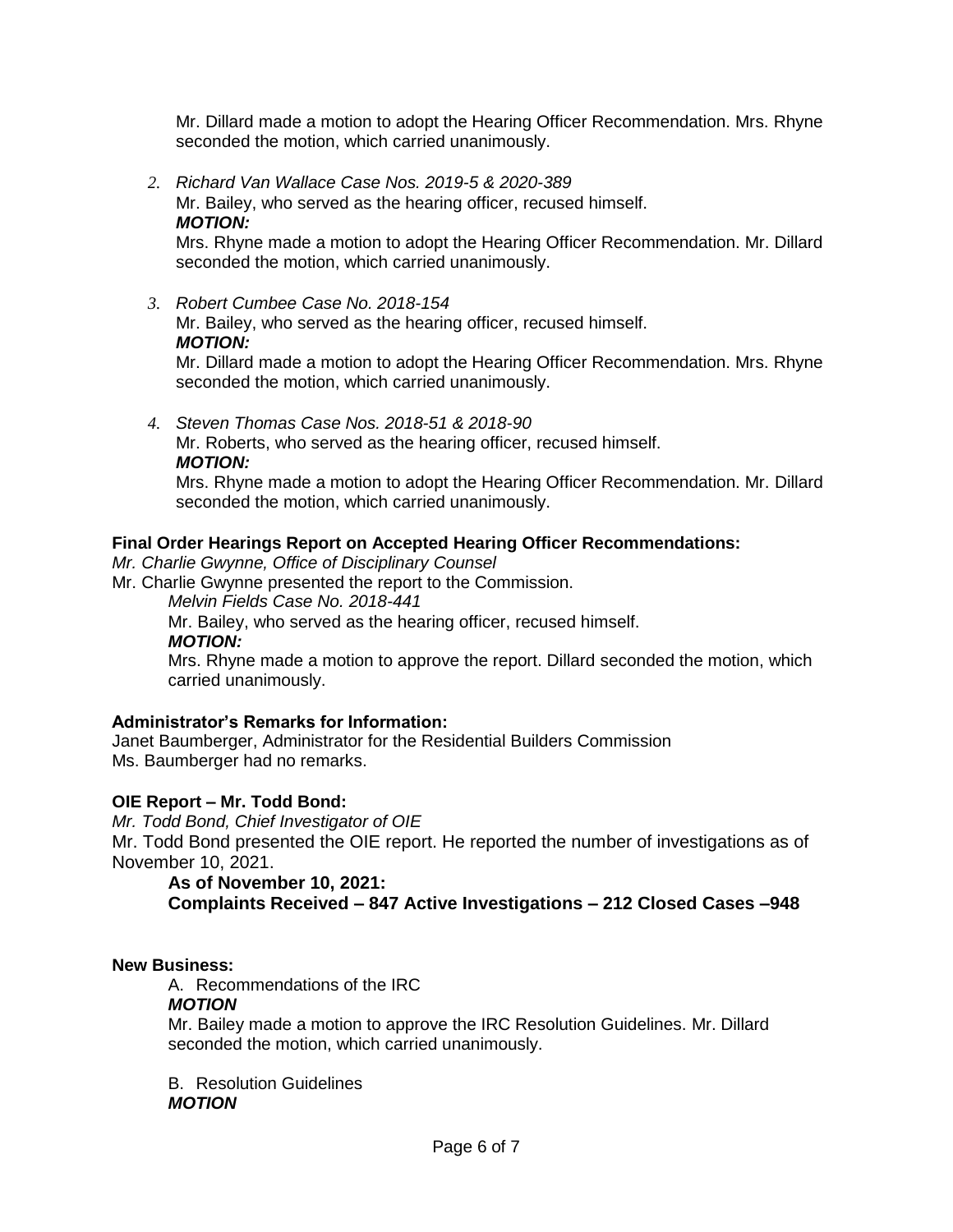Mr. Dillard made a motion to adopt the Hearing Officer Recommendation. Mrs. Rhyne seconded the motion, which carried unanimously.

2. *Richard Van Wallace Case Nos. 2019-5 & 2020-389*
   Mr. Bailey, who served as the hearing officer, recused himself.
   ***MOTION:***
   Mrs. Rhyne made a motion to adopt the Hearing Officer Recommendation. Mr. Dillard seconded the motion, which carried unanimously.

3. *Robert Cumbee Case No. 2018-154*
   Mr. Bailey, who served as the hearing officer, recused himself.
   ***MOTION:***
   Mr. Dillard made a motion to adopt the Hearing Officer Recommendation. Mrs. Rhyne seconded the motion, which carried unanimously.

4. *Steven Thomas Case Nos. 2018-51 & 2018-90*
   Mr. Roberts, who served as the hearing officer, recused himself.
   ***MOTION:***
   Mrs. Rhyne made a motion to adopt the Hearing Officer Recommendation. Mr. Dillard seconded the motion, which carried unanimously.

**Final Order Hearings Report on Accepted Hearing Officer Recommendations:**

*Mr. Charlie Gwynne, Office of Disciplinary Counsel*

Mr. Charlie Gwynne presented the report to the Commission.

*Melvin Fields Case No. 2018-441*

Mr. Bailey, who served as the hearing officer, recused himself.

***MOTION:***

Mrs. Rhyne made a motion to approve the report. Dillard seconded the motion, which carried unanimously.

**Administrator's Remarks for Information:**

Janet Baumberger, Administrator for the Residential Builders Commission

Ms. Baumberger had no remarks.

**OIE Report – Mr. Todd Bond:**

*Mr. Todd Bond, Chief Investigator of OIE*

Mr. Todd Bond presented the OIE report. He reported the number of investigations as of November 10, 2021.

**As of November 10, 2021:**

**Complaints Received – 847 Active Investigations – 212 Closed Cases –948**

**New Business:**

A. Recommendations of the IRC

***MOTION***

Mr. Bailey made a motion to approve the IRC Resolution Guidelines. Mr. Dillard seconded the motion, which carried unanimously.

B. Resolution Guidelines

***MOTION***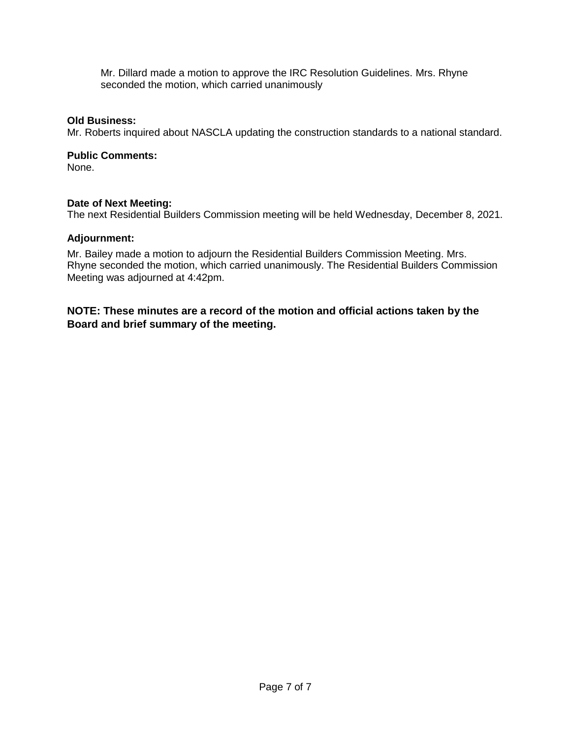Mr. Dillard made a motion to approve the IRC Resolution Guidelines. Mrs. Rhyne seconded the motion, which carried unanimously

**Old Business:**
Mr. Roberts inquired about NASCLA updating the construction standards to a national standard.

**Public Comments:**
None.

**Date of Next Meeting:**
The next Residential Builders Commission meeting will be held Wednesday, December 8, 2021.

**Adjournment:**

Mr. Bailey made a motion to adjourn the Residential Builders Commission Meeting. Mrs. Rhyne seconded the motion, which carried unanimously. The Residential Builders Commission Meeting was adjourned at 4:42pm.

**NOTE: These minutes are a record of the motion and official actions taken by the Board and brief summary of the meeting.**